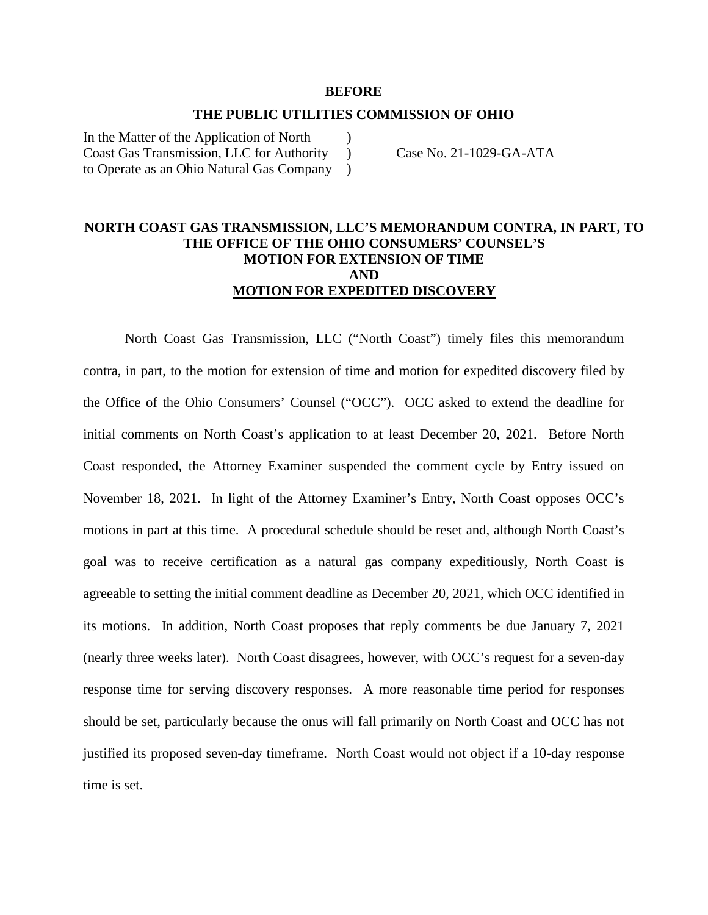**BEFORE**

**THE PUBLIC UTILITIES COMMISSION OF OHIO**

| | | |
|---|---|---|
| In the Matter of the Application of North Coast Gas Transmission, LLC for Authority to Operate as an Ohio Natural Gas Company | ) ) ) | Case No. 21-1029-GA-ATA |

**NORTH COAST GAS TRANSMISSION, LLC'S MEMORANDUM CONTRA, IN PART, TO THE OFFICE OF THE OHIO CONSUMERS' COUNSEL'S MOTION FOR EXTENSION OF TIME AND MOTION FOR EXPEDITED DISCOVERY**

North Coast Gas Transmission, LLC ("North Coast") timely files this memorandum contra, in part, to the motion for extension of time and motion for expedited discovery filed by the Office of the Ohio Consumers' Counsel ("OCC"). OCC asked to extend the deadline for initial comments on North Coast's application to at least December 20, 2021. Before North Coast responded, the Attorney Examiner suspended the comment cycle by Entry issued on November 18, 2021. In light of the Attorney Examiner's Entry, North Coast opposes OCC's motions in part at this time. A procedural schedule should be reset and, although North Coast's goal was to receive certification as a natural gas company expeditiously, North Coast is agreeable to setting the initial comment deadline as December 20, 2021, which OCC identified in its motions. In addition, North Coast proposes that reply comments be due January 7, 2021 (nearly three weeks later). North Coast disagrees, however, with OCC's request for a seven-day response time for serving discovery responses. A more reasonable time period for responses should be set, particularly because the onus will fall primarily on North Coast and OCC has not justified its proposed seven-day timeframe. North Coast would not object if a 10-day response time is set.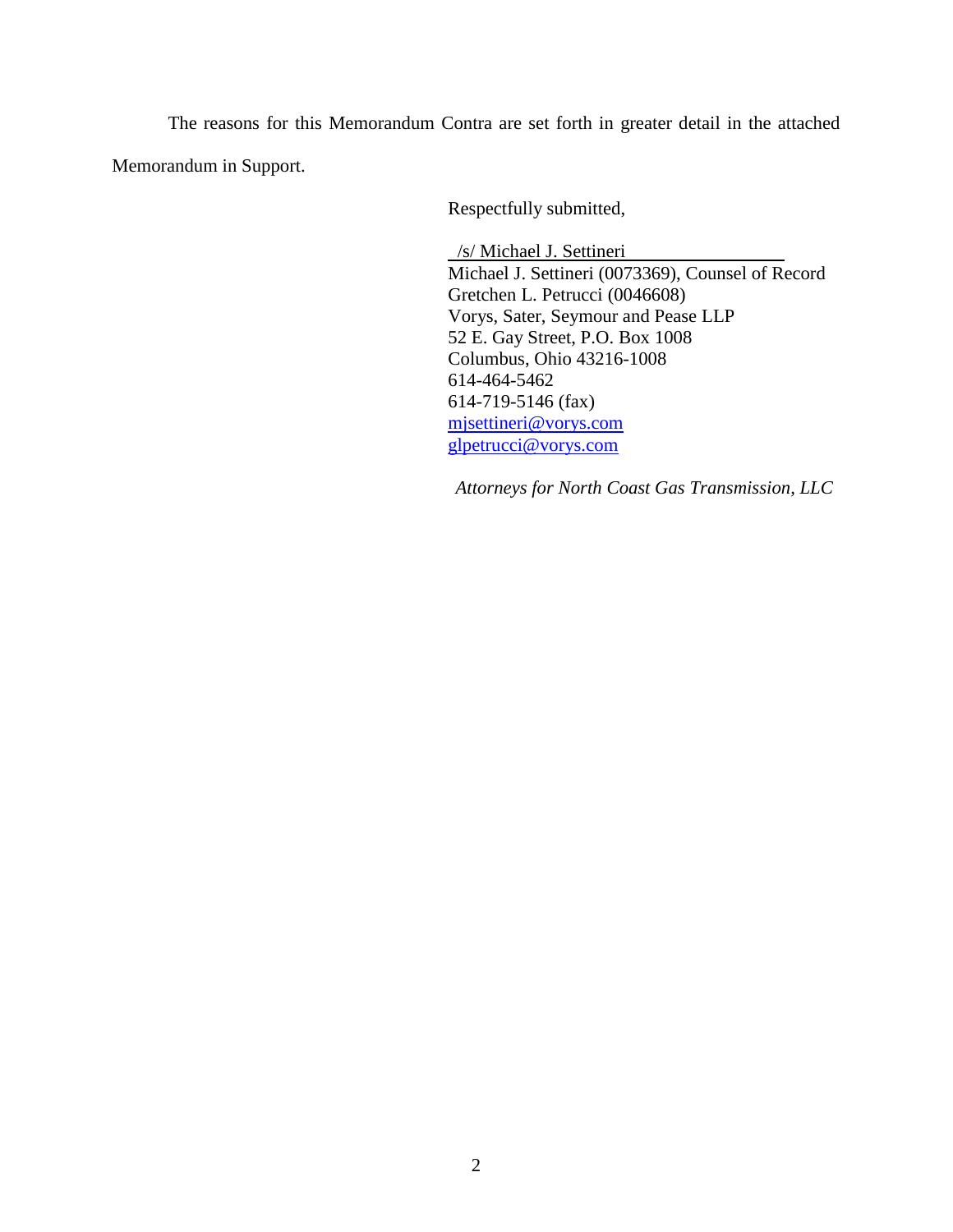The reasons for this Memorandum Contra are set forth in greater detail in the attached Memorandum in Support.

Respectfully submitted,

/s/ Michael J. Settineri
Michael J. Settineri (0073369), Counsel of Record
Gretchen L. Petrucci (0046608)
Vorys, Sater, Seymour and Pease LLP
52 E. Gay Street, P.O. Box 1008
Columbus, Ohio 43216-1008
614-464-5462
614-719-5146 (fax)
mjsettineri@vorys.com
glpetrucci@vorys.com

*Attorneys for North Coast Gas Transmission, LLC*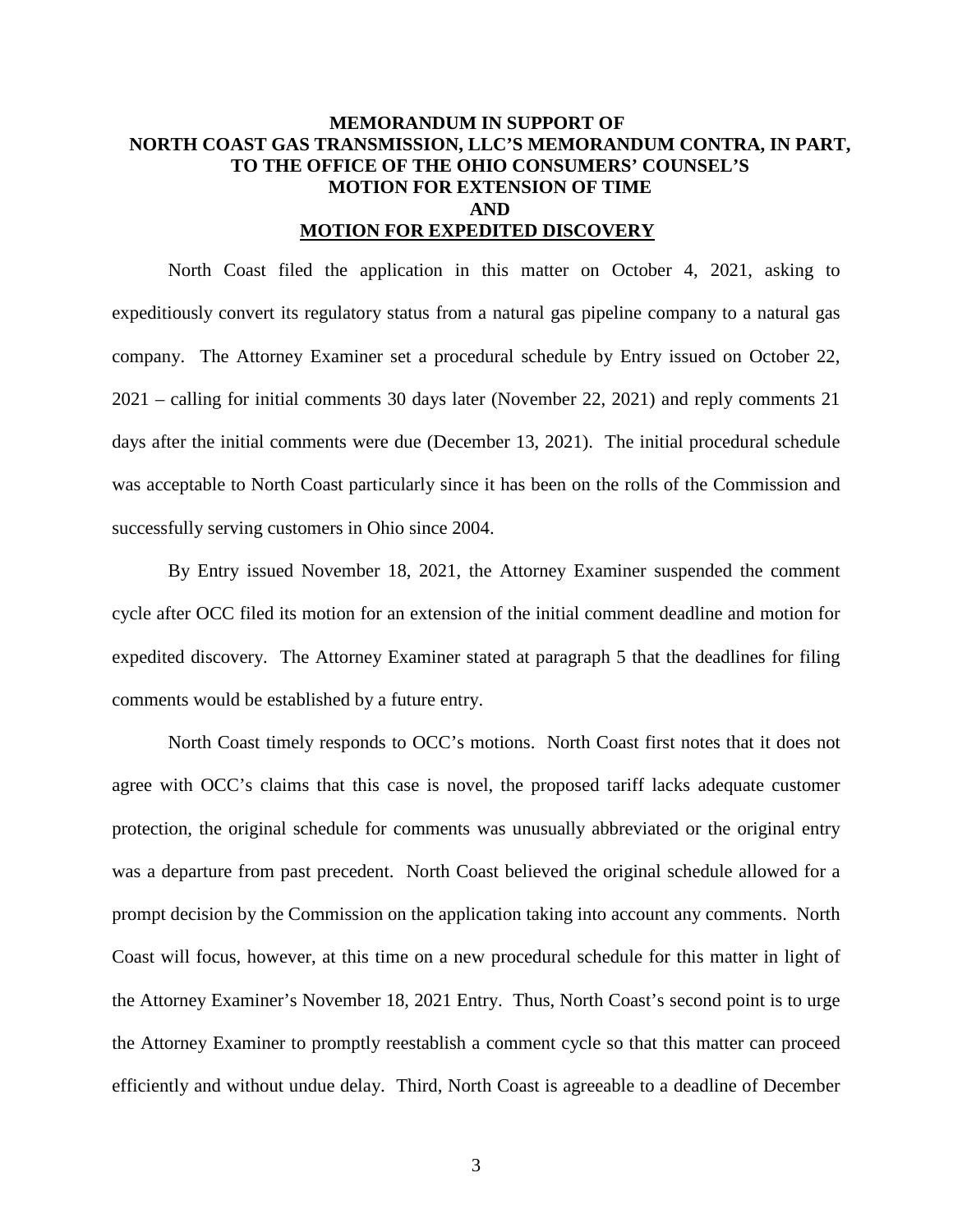**MEMORANDUM IN SUPPORT OF**
**NORTH COAST GAS TRANSMISSION, LLC'S MEMORANDUM CONTRA, IN PART, TO THE OFFICE OF THE OHIO CONSUMERS' COUNSEL'S MOTION FOR EXTENSION OF TIME**
**AND**
**MOTION FOR EXPEDITED DISCOVERY**

North Coast filed the application in this matter on October 4, 2021, asking to expeditiously convert its regulatory status from a natural gas pipeline company to a natural gas company. The Attorney Examiner set a procedural schedule by Entry issued on October 22, 2021 – calling for initial comments 30 days later (November 22, 2021) and reply comments 21 days after the initial comments were due (December 13, 2021). The initial procedural schedule was acceptable to North Coast particularly since it has been on the rolls of the Commission and successfully serving customers in Ohio since 2004.

By Entry issued November 18, 2021, the Attorney Examiner suspended the comment cycle after OCC filed its motion for an extension of the initial comment deadline and motion for expedited discovery. The Attorney Examiner stated at paragraph 5 that the deadlines for filing comments would be established by a future entry.

North Coast timely responds to OCC's motions. North Coast first notes that it does not agree with OCC's claims that this case is novel, the proposed tariff lacks adequate customer protection, the original schedule for comments was unusually abbreviated or the original entry was a departure from past precedent. North Coast believed the original schedule allowed for a prompt decision by the Commission on the application taking into account any comments. North Coast will focus, however, at this time on a new procedural schedule for this matter in light of the Attorney Examiner's November 18, 2021 Entry. Thus, North Coast's second point is to urge the Attorney Examiner to promptly reestablish a comment cycle so that this matter can proceed efficiently and without undue delay. Third, North Coast is agreeable to a deadline of December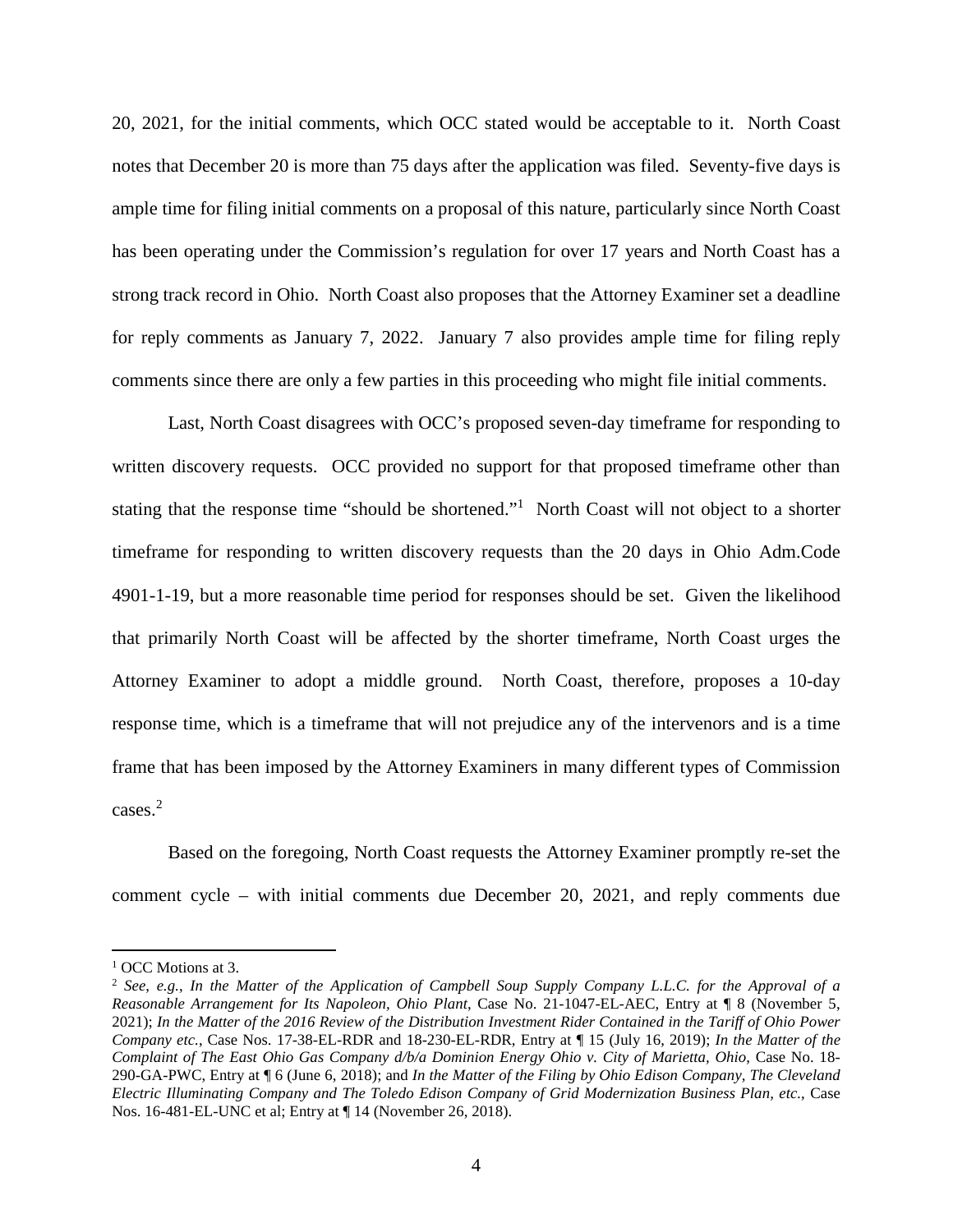20, 2021, for the initial comments, which OCC stated would be acceptable to it. North Coast notes that December 20 is more than 75 days after the application was filed. Seventy-five days is ample time for filing initial comments on a proposal of this nature, particularly since North Coast has been operating under the Commission's regulation for over 17 years and North Coast has a strong track record in Ohio. North Coast also proposes that the Attorney Examiner set a deadline for reply comments as January 7, 2022. January 7 also provides ample time for filing reply comments since there are only a few parties in this proceeding who might file initial comments.

Last, North Coast disagrees with OCC's proposed seven-day timeframe for responding to written discovery requests. OCC provided no support for that proposed timeframe other than stating that the response time "should be shortened."[1] North Coast will not object to a shorter timeframe for responding to written discovery requests than the 20 days in Ohio Adm.Code 4901-1-19, but a more reasonable time period for responses should be set. Given the likelihood that primarily North Coast will be affected by the shorter timeframe, North Coast urges the Attorney Examiner to adopt a middle ground. North Coast, therefore, proposes a 10-day response time, which is a timeframe that will not prejudice any of the intervenors and is a time frame that has been imposed by the Attorney Examiners in many different types of Commission cases.[2]

Based on the foregoing, North Coast requests the Attorney Examiner promptly re-set the comment cycle – with initial comments due December 20, 2021, and reply comments due

---

[1] OCC Motions at 3.

[2] *See, e.g., In the Matter of the Application of Campbell Soup Supply Company L.L.C. for the Approval of a Reasonable Arrangement for Its Napoleon, Ohio Plant*, Case No. 21-1047-EL-AEC, Entry at ¶ 8 (November 5, 2021); *In the Matter of the 2016 Review of the Distribution Investment Rider Contained in the Tariff of Ohio Power Company etc.*, Case Nos. 17-38-EL-RDR and 18-230-EL-RDR, Entry at ¶ 15 (July 16, 2019); *In the Matter of the Complaint of The East Ohio Gas Company d/b/a Dominion Energy Ohio v. City of Marietta, Ohio*, Case No. 18-290-GA-PWC, Entry at ¶ 6 (June 6, 2018); and *In the Matter of the Filing by Ohio Edison Company, The Cleveland Electric Illuminating Company and The Toledo Edison Company of Grid Modernization Business Plan, etc.*, Case Nos. 16-481-EL-UNC et al; Entry at ¶ 14 (November 26, 2018).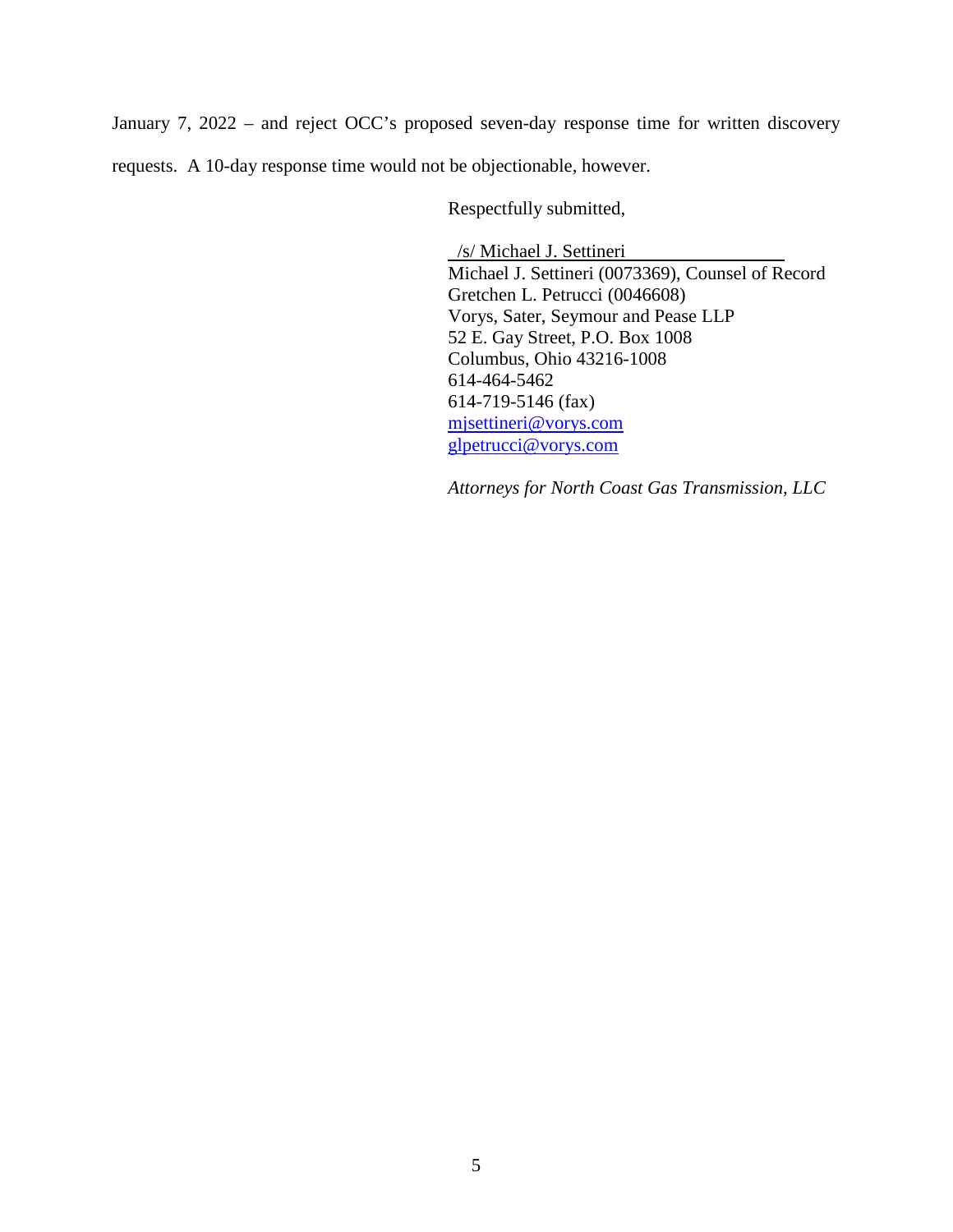January 7, 2022 – and reject OCC's proposed seven-day response time for written discovery requests. A 10-day response time would not be objectionable, however.

Respectfully submitted,

/s/ Michael J. Settineri

Michael J. Settineri (0073369), Counsel of Record
Gretchen L. Petrucci (0046608)
Vorys, Sater, Seymour and Pease LLP
52 E. Gay Street, P.O. Box 1008
Columbus, Ohio 43216-1008
614-464-5462
614-719-5146 (fax)
mjsettineri@vorys.com
glpetrucci@vorys.com

*Attorneys for North Coast Gas Transmission, LLC*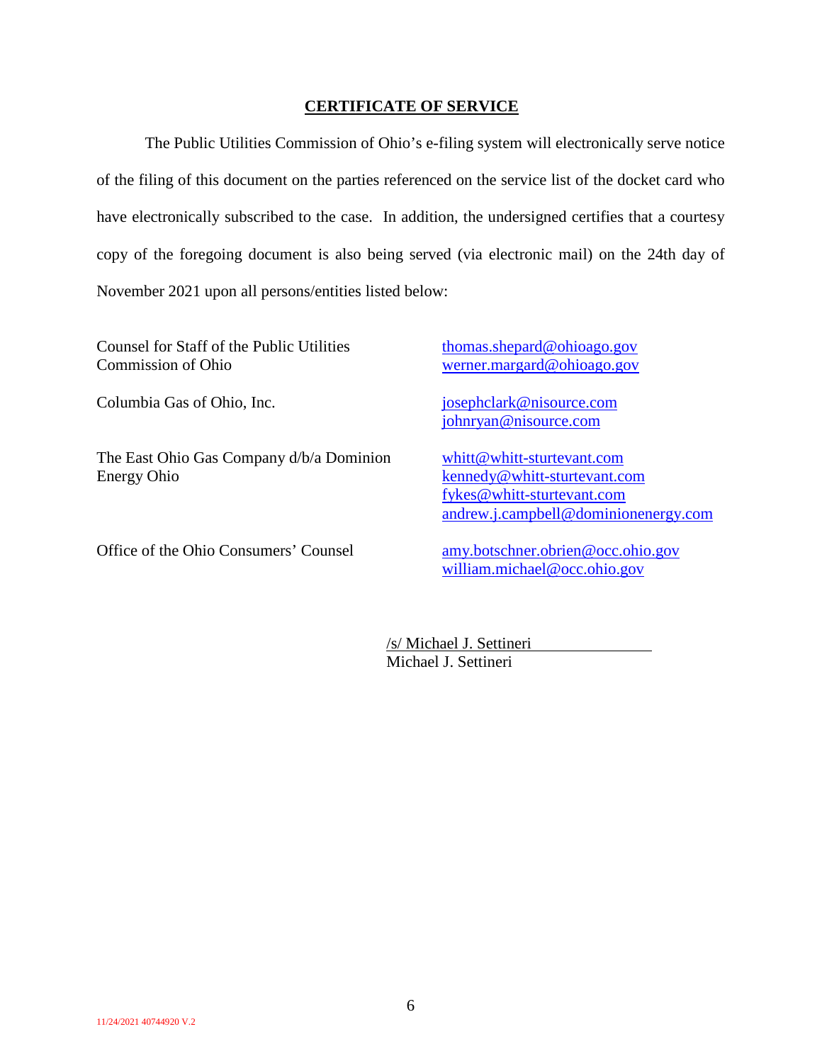## CERTIFICATE OF SERVICE

The Public Utilities Commission of Ohio's e-filing system will electronically serve notice of the filing of this document on the parties referenced on the service list of the docket card who have electronically subscribed to the case. In addition, the undersigned certifies that a courtesy copy of the foregoing document is also being served (via electronic mail) on the 24th day of November 2021 upon all persons/entities listed below:

| | |
|---|---|
| Counsel for Staff of the Public Utilities Commission of Ohio | thomas.shepard@ohioago.gov<br>werner.margard@ohioago.gov |
| Columbia Gas of Ohio, Inc. | josephclark@nisource.com<br>johnryan@nisource.com |
| The East Ohio Gas Company d/b/a Dominion Energy Ohio | whitt@whitt-sturtevant.com<br>kennedy@whitt-sturtevant.com<br>fykes@whitt-sturtevant.com<br>andrew.j.campbell@dominionenergy.com |
| Office of the Ohio Consumers' Counsel | amy.botschner.obrien@occ.ohio.gov<br>william.michael@occ.ohio.gov |

/s/ Michael J. Settineri
Michael J. Settineri

11/24/2021 40744920 V.2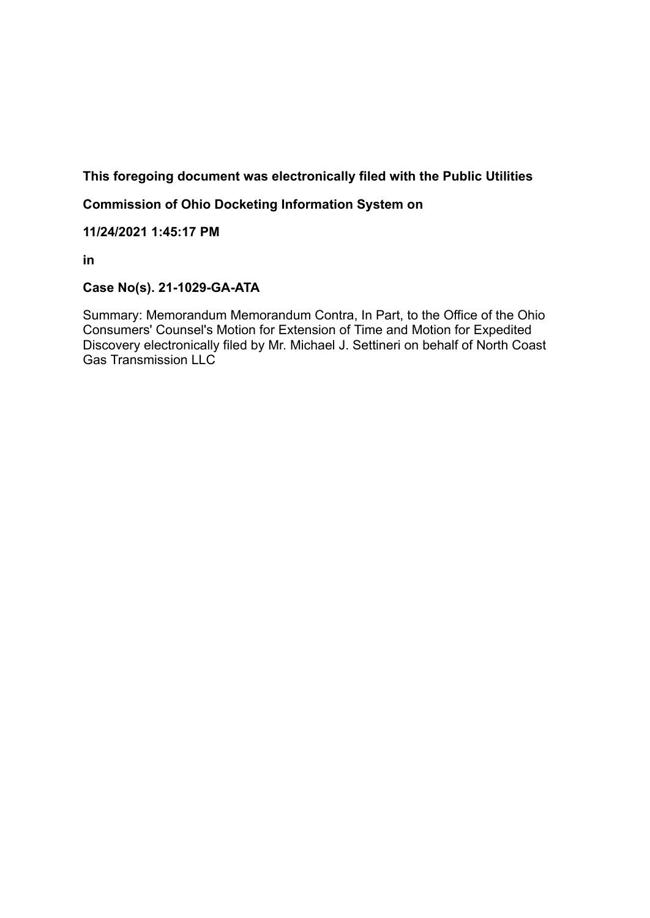**This foregoing document was electronically filed with the Public Utilities**

**Commission of Ohio Docketing Information System on**

**11/24/2021 1:45:17 PM**

**in**

**Case No(s). 21-1029-GA-ATA**

Summary: Memorandum Memorandum Contra, In Part, to the Office of the Ohio Consumers' Counsel's Motion for Extension of Time and Motion for Expedited Discovery electronically filed by Mr. Michael J. Settineri on behalf of North Coast Gas Transmission LLC